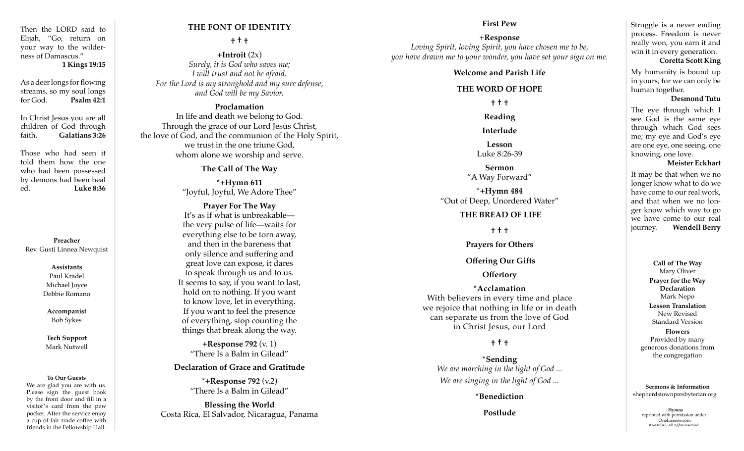Then the LORD said to Elijah, "Go, return on your way to the wilderness of Damascus."
**1 Kings 19:15**

As a deer longs for flowing streams, so my soul longs for God. **Psalm 42:1**

In Christ Jesus you are all children of God through faith. **Galatians 3:26**

Those who had seen it told them how the one who had been possessed by demons had been healed. **Luke 8:36**

**Preacher**
Rev. Gusti Linnea Newquist

**Assistants**
Paul Kradel
Michael Joyce
Debbie Romano

**Accompanist**
Bob Sykes

**Tech Support**
Mark Nutwell

**To Our Guests**
We are glad you are with us. Please sign the guest book by the front door and fill in a visitor's card from the pew pocket. After the service enjoy a cup of fair trade coffee with friends in the Fellowship Hall.

## THE FONT OF IDENTITY

† † †

**+Introit** (2x)
*Surely, it is God who saves me;*
*I will trust and not be afraid.*
*For the Lord is my stronghold and my sure defense,*
*and God will be my Savior.*

**Proclamation**
In life and death we belong to God.
Through the grace of our Lord Jesus Christ,
the love of God, and the communion of the Holy Spirit,
we trust in the one triune God,
whom alone we worship and serve.

**The Call of The Way**

**\*+Hymn 611**
"Joyful, Joyful, We Adore Thee"

**Prayer For The Way**
It's as if what is unbreakable—
the very pulse of life—waits for
everything else to be torn away,
and then in the bareness that
only silence and suffering and
great love can expose, it dares
to speak through us and to us.
It seems to say, if you want to last,
hold on to nothing. If you want
to know love, let in everything.
If you want to feel the presence
of everything, stop counting the
things that break along the way.

**+Response 792** (v. 1)
"There Is a Balm in Gilead"

**Declaration of Grace and Gratitude**

**\*+Response 792** (v.2)
"There Is a Balm in Gilead"

**Blessing the World**
Costa Rica, El Salvador, Nicaragua, Panama

**First Pew**

**+Response**
*Loving Spirit, loving Spirit, you have chosen me to be,*
*you have drawn me to your wonder, you have set your sign on me.*

**Welcome and Parish Life**

## THE WORD OF HOPE

† † †

**Reading**

**Interlude**

**Lesson**
Luke 8:26-39

**Sermon**
"A Way Forward"

**\*+Hymn 484**
"Out of Deep, Unordered Water"

## THE BREAD OF LIFE

† † †

**Prayers for Others**

**Offering Our Gifts**

**Offertory**

**\*Acclamation**
With believers in every time and place
we rejoice that nothing in life or in death
can separate us from the love of God
in Christ Jesus, our Lord

† † †

**\*Sending**
*We are marching in the light of God ...*
*We are singing in the light of God ...*

**\*Benediction**

**Postlude**

Struggle is a never ending process. Freedom is never really won, you earn it and win it in every generation.
**Coretta Scott King**

My humanity is bound up in yours, for we can only be human together.
**Desmond Tutu**

The eye through which I see God is the same eye through which God sees me; my eye and God's eye are one eye, one seeing, one knowing, one love.
**Meister Eckhart**

It may be that when we no longer know what to do we have come to our real work, and that when we no longer know which way to go we have come to our real journey. **Wendell Berry**

**Call of The Way**
Mary Oliver

**Prayer for the Way**
**Declaration**
Mark Nepo

**Lesson Translation**
New Revised Standard Version

**Flowers**
Provided by many generous donations from the congregation

**Sermons & Information**
shepherdstownpresbyterian.org

+**Hymns**
reprinted with permission under OneLicense.com
#A-007343. All rights reserved.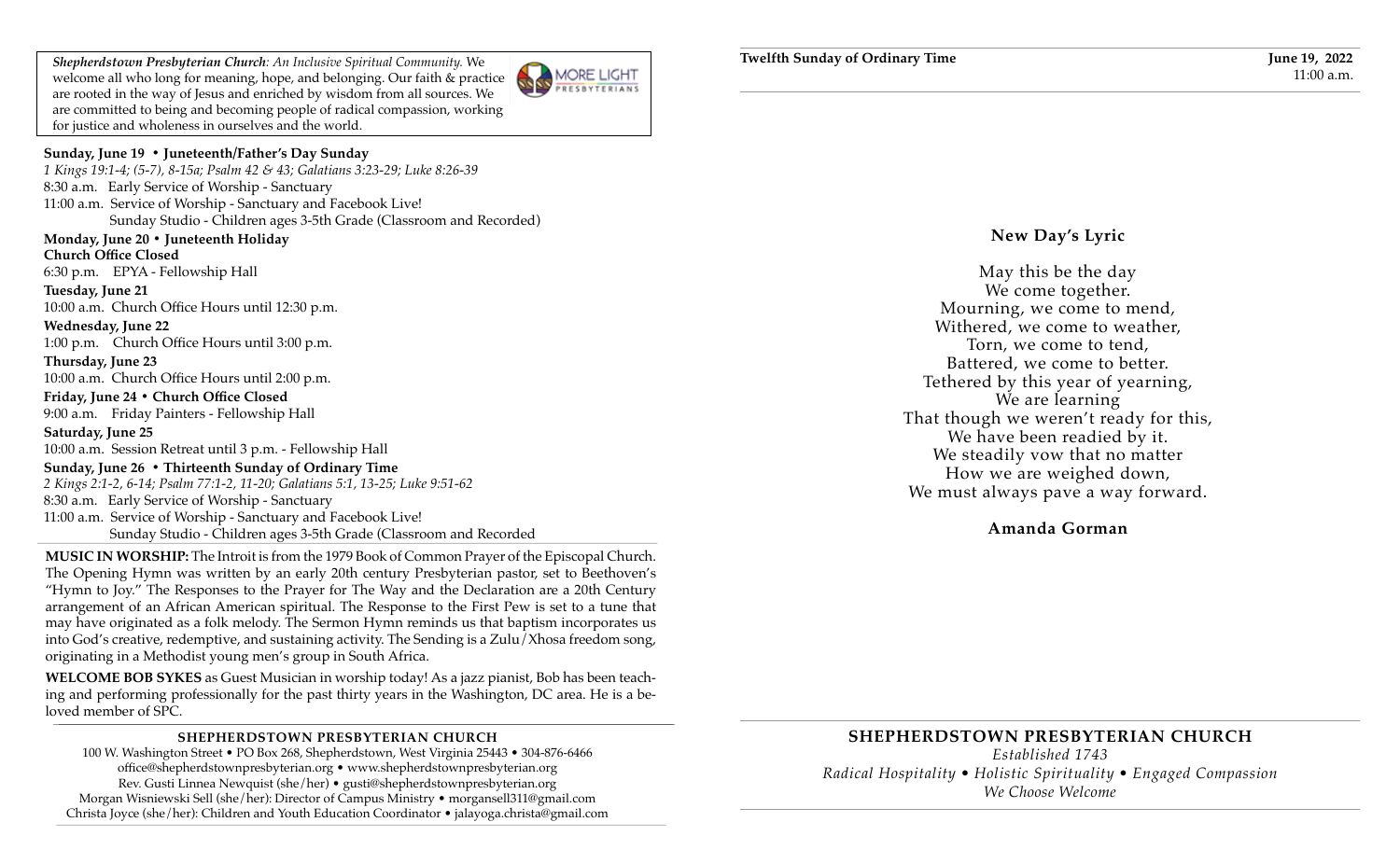***Shepherdstown Presbyterian Church**: An Inclusive Spiritual Community.* We welcome all who long for meaning, hope, and belonging. Our faith & practice are rooted in the way of Jesus and enriched by wisdom from all sources. We are committed to being and becoming people of radical compassion, working for justice and wholeness in ourselves and the world.

MORE LIGHT PRESBYTERIANS

**Sunday, June 19 • Juneteenth/Father's Day Sunday**
*1 Kings 19:1-4; (5-7), 8-15a; Psalm 42 & 43; Galatians 3:23-29; Luke 8:26-39*
8:30 a.m. Early Service of Worship - Sanctuary
11:00 a.m. Service of Worship - Sanctuary and Facebook Live!
Sunday Studio - Children ages 3-5th Grade (Classroom and Recorded)

**Monday, June 20 • Juneteenth Holiday**
**Church Office Closed**
6:30 p.m. EPYA - Fellowship Hall

**Tuesday, June 21**
10:00 a.m. Church Office Hours until 12:30 p.m.

**Wednesday, June 22**
1:00 p.m. Church Office Hours until 3:00 p.m.

**Thursday, June 23**
10:00 a.m. Church Office Hours until 2:00 p.m.

**Friday, June 24 • Church Office Closed**
9:00 a.m. Friday Painters - Fellowship Hall

**Saturday, June 25**
10:00 a.m. Session Retreat until 3 p.m. - Fellowship Hall

**Sunday, June 26 • Thirteenth Sunday of Ordinary Time**
*2 Kings 2:1-2, 6-14; Psalm 77:1-2, 11-20; Galatians 5:1, 13-25; Luke 9:51-62*
8:30 a.m. Early Service of Worship - Sanctuary
11:00 a.m. Service of Worship - Sanctuary and Facebook Live!
Sunday Studio - Children ages 3-5th Grade (Classroom and Recorded

**MUSIC IN WORSHIP:** The Introit is from the 1979 Book of Common Prayer of the Episcopal Church. The Opening Hymn was written by an early 20th century Presbyterian pastor, set to Beethoven's "Hymn to Joy." The Responses to the Prayer for The Way and the Declaration are a 20th Century arrangement of an African American spiritual. The Response to the First Pew is set to a tune that may have originated as a folk melody. The Sermon Hymn reminds us that baptism incorporates us into God's creative, redemptive, and sustaining activity. The Sending is a Zulu/Xhosa freedom song, originating in a Methodist young men's group in South Africa.

**WELCOME BOB SYKES** as Guest Musician in worship today! As a jazz pianist, Bob has been teaching and performing professionally for the past thirty years in the Washington, DC area. He is a beloved member of SPC.

**SHEPHERDSTOWN PRESBYTERIAN CHURCH**
100 W. Washington Street • PO Box 268, Shepherdstown, West Virginia 25443 • 304-876-6466
office@shepherdstownpresbyterian.org • www.shepherdstownpresbyterian.org
Rev. Gusti Linnea Newquist (she/her) • gusti@shepherdstownpresbyterian.org
Morgan Wisniewski Sell (she/her): Director of Campus Ministry • morgansell311@gmail.com
Christa Joyce (she/her): Children and Youth Education Coordinator • jalayoga.christa@gmail.com

**Twelfth Sunday of Ordinary Time** **June 19, 2022**
11:00 a.m.

## New Day's Lyric

May this be the day
We come together.
Mourning, we come to mend,
Withered, we come to weather,
Torn, we come to tend,
Battered, we come to better.
Tethered by this year of yearning,
We are learning
That though we weren't ready for this,
We have been readied by it.
We steadily vow that no matter
How we are weighed down,
We must always pave a way forward.

**Amanda Gorman**

**SHEPHERDSTOWN PRESBYTERIAN CHURCH**
*Established 1743*
*Radical Hospitality • Holistic Spirituality • Engaged Compassion*
*We Choose Welcome*